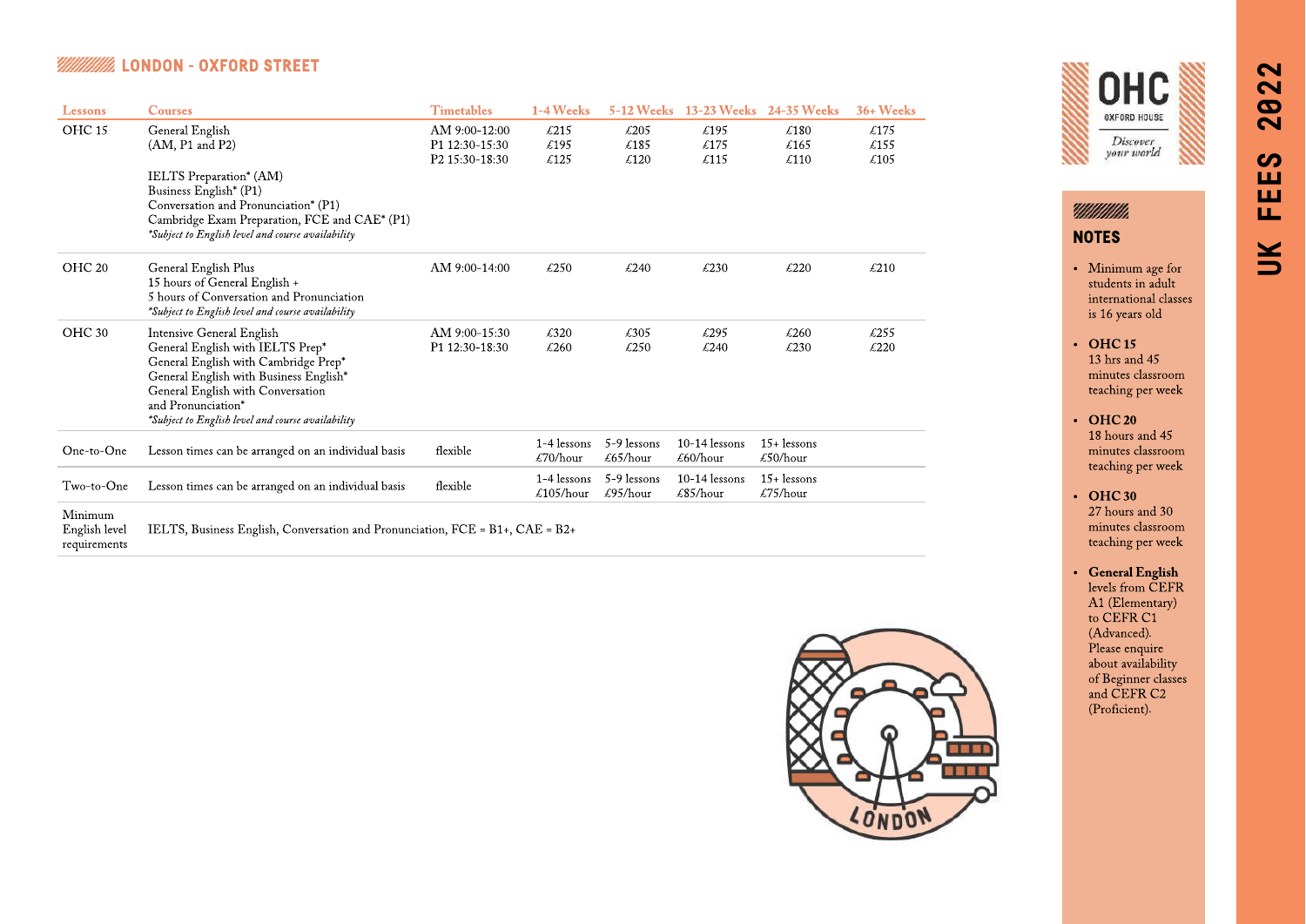## LONDON - OXFORD STREET

| Lessons | Courses | Timetables | 1-4 Weeks | 5-12 Weeks | 13-23 Weeks | 24-35 Weeks | 36+ Weeks |
|---|---|---|---|---|---|---|---|
| OHC 15 | General English<br>(AM, P1 and P2)<br><br>IELTS Preparation* (AM)<br>Business English* (P1)<br>Conversation and Pronunciation* (P1)<br>Cambridge Exam Preparation, FCE and CAE* (P1)<br>*\*Subject to English level and course availability* | AM 9:00-12:00<br>P1 12:30-15:30<br>P2 15:30-18:30 | £215<br>£195<br>£125 | £205<br>£185<br>£120 | £195<br>£175<br>£115 | £180<br>£165<br>£110 | £175<br>£155<br>£105 |
| OHC 20 | General English Plus<br>15 hours of General English +<br>5 hours of Conversation and Pronunciation<br>*\*Subject to English level and course availability* | AM 9:00-14:00 | £250 | £240 | £230 | £220 | £210 |
| OHC 30 | Intensive General English<br>General English with IELTS Prep*<br>General English with Cambridge Prep*<br>General English with Business English*<br>General English with Conversation and Pronunciation*<br>*\*Subject to English level and course availability* | AM 9:00-15:30<br>P1 12:30-18:30 | £320<br>£260 | £305<br>£250 | £295<br>£240 | £260<br>£230 | £255<br>£220 |
| One-to-One | Lesson times can be arranged on an individual basis | flexible | 1-4 lessons<br>£70/hour | 5-9 lessons<br>£65/hour | 10-14 lessons<br>£60/hour | 15+ lessons<br>£50/hour | |
| Two-to-One | Lesson times can be arranged on an individual basis | flexible | 1-4 lessons<br>£105/hour | 5-9 lessons<br>£95/hour | 10-14 lessons<br>£85/hour | 15+ lessons<br>£75/hour | |
| Minimum English level requirements | IELTS, Business English, Conversation and Pronunciation, FCE = B1+, CAE = B2+ | | | | | | |

## NOTES

- Minimum age for students in adult international classes is 16 years old
- **OHC 15**
  13 hrs and 45 minutes classroom teaching per week
- **OHC 20**
  18 hours and 45 minutes classroom teaching per week
- **OHC 30**
  27 hours and 30 minutes classroom teaching per week
- **General English** levels from CEFR A1 (Elementary) to CEFR C1 (Advanced). Please enquire about availability of Beginner classes and CEFR C2 (Proficient).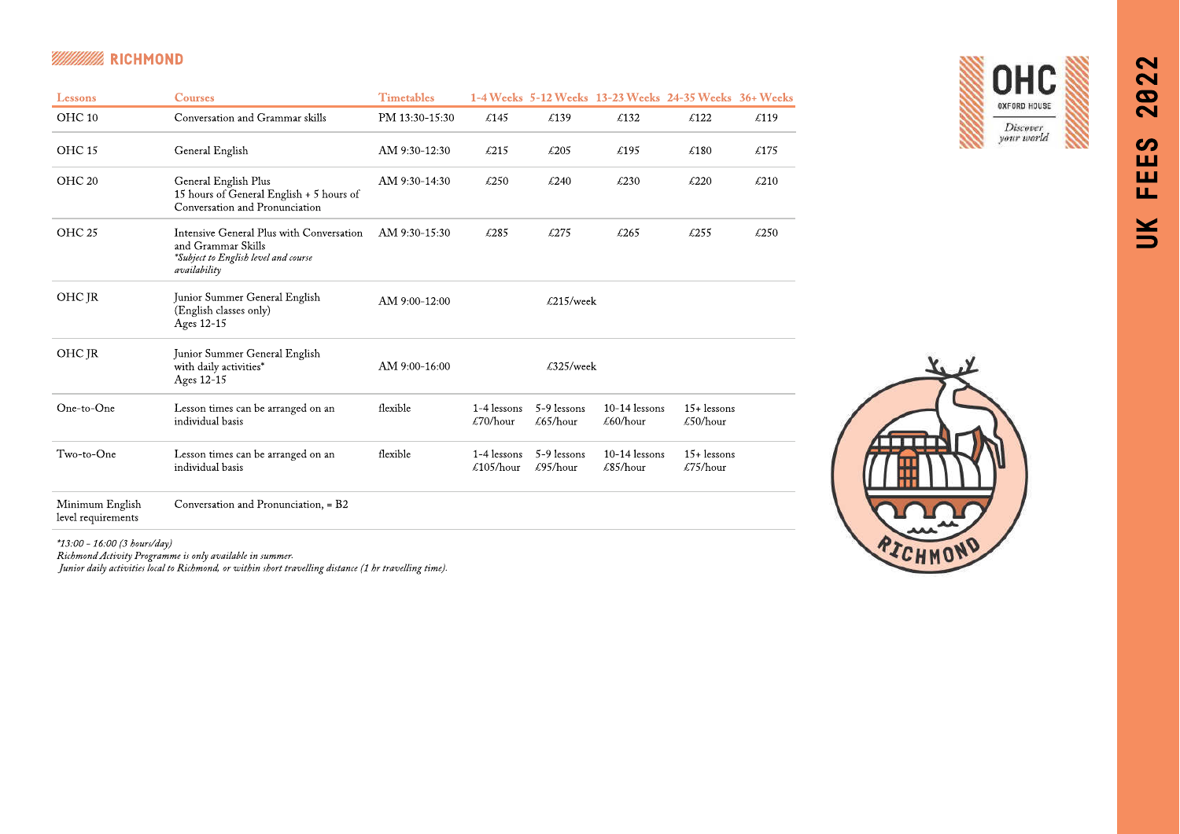## RICHMOND

| Lessons | Courses | Timetables | 1-4 Weeks | 5-12 Weeks | 13-23 Weeks | 24-35 Weeks | 36+ Weeks |
|---|---|---|---|---|---|---|---|
| OHC 10 | Conversation and Grammar skills | PM 13:30-15:30 | £145 | £139 | £132 | £122 | £119 |
| OHC 15 | General English | AM 9:30-12:30 | £215 | £205 | £195 | £180 | £175 |
| OHC 20 | General English Plus<br>15 hours of General English + 5 hours of Conversation and Pronunciation | AM 9:30-14:30 | £250 | £240 | £230 | £220 | £210 |
| OHC 25 | Intensive General Plus with Conversation and Grammar Skills<br>*\*Subject to English level and course availability* | AM 9:30-15:30 | £285 | £275 | £265 | £255 | £250 |
| OHC JR | Junior Summer General English (English classes only)<br>Ages 12-15 | AM 9:00-12:00 | | £215/week | | | |
| OHC JR | Junior Summer General English with daily activities*<br>Ages 12-15 | AM 9:00-16:00 | | £325/week | | | |
| One-to-One | Lesson times can be arranged on an individual basis | flexible | 1-4 lessons £70/hour | 5-9 lessons £65/hour | 10-14 lessons £60/hour | 15+ lessons £50/hour | |
| Two-to-One | Lesson times can be arranged on an individual basis | flexible | 1-4 lessons £105/hour | 5-9 lessons £95/hour | 10-14 lessons £85/hour | 15+ lessons £75/hour | |
| Minimum English level requirements | Conversation and Pronunciation, = B2 | | | | | | |

*\*13:00 - 16:00 (3 hours/day)*
*Richmond Activity Programme is only available in summer.*
*Junior daily activities local to Richmond, or within short travelling distance (1 hr travelling time).*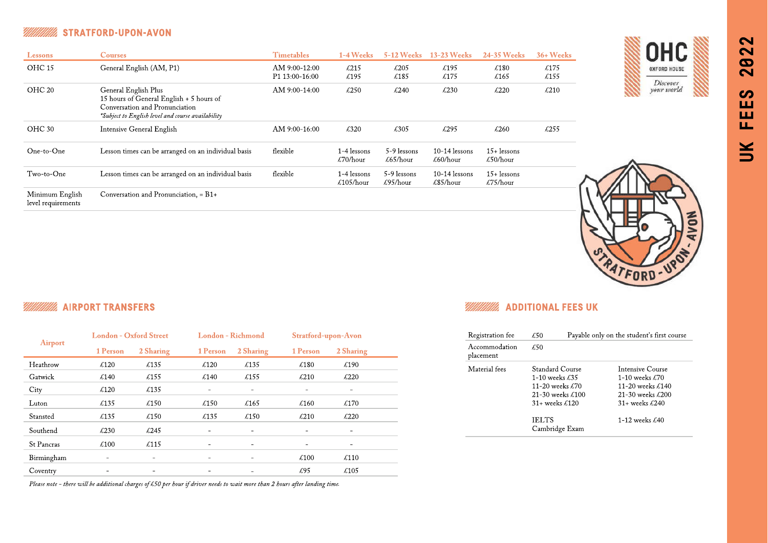## STRATFORD-UPON-AVON

| Lessons | Courses | Timetables | 1-4 Weeks | 5-12 Weeks | 13-23 Weeks | 24-35 Weeks | 36+ Weeks |
|---|---|---|---|---|---|---|---|
| OHC 15 | General English (AM, P1) | AM 9:00-12:00<br>P1 13:00-16:00 | £215<br>£195 | £205<br>£185 | £195<br>£175 | £180<br>£165 | £175<br>£155 |
| OHC 20 | General English Plus<br>15 hours of General English + 5 hours of Conversation and Pronunciation<br>*\*Subject to English level and course availability* | AM 9:00-14:00 | £250 | £240 | £230 | £220 | £210 |
| OHC 30 | Intensive General English | AM 9:00-16:00 | £320 | £305 | £295 | £260 | £255 |
| One-to-One | Lesson times can be arranged on an individual basis | flexible | 1-4 lessons<br>£70/hour | 5-9 lessons<br>£65/hour | 10-14 lessons<br>£60/hour | 15+ lessons<br>£50/hour | |
| Two-to-One | Lesson times can be arranged on an individual basis | flexible | 1-4 lessons<br>£105/hour | 5-9 lessons<br>£95/hour | 10-14 lessons<br>£85/hour | 15+ lessons<br>£75/hour | |
| Minimum English level requirements | Conversation and Pronunciation, = B1+ | | | | | | |

## AIRPORT TRANSFERS

| Airport | London - Oxford Street | | London - Richmond | | Stratford-upon-Avon | |
|---|---|---|---|---|---|---|
| | 1 Person | 2 Sharing | 1 Person | 2 Sharing | 1 Person | 2 Sharing |
| Heathrow | £120 | £135 | £120 | £135 | £180 | £190 |
| Gatwick | £140 | £155 | £140 | £155 | £210 | £220 |
| City | £120 | £135 | - | - | - | - |
| Luton | £135 | £150 | £150 | £165 | £160 | £170 |
| Stansted | £135 | £150 | £135 | £150 | £210 | £220 |
| Southend | £230 | £245 | - | - | - | - |
| St Pancras | £100 | £115 | - | - | - | - |
| Birmingham | - | - | - | - | £100 | £110 |
| Coventry | - | - | - | - | £95 | £105 |

*Please note - there will be additional charges of £50 per hour if driver needs to wait more than 2 hours after landing time.*

## ADDITIONAL FEES UK

| | | |
|---|---|---|
| Registration fee | £50 | Payable only on the student's first course |
| Accommodation placement | £50 | |
| Material fees | Standard Course<br>1-10 weeks £35<br>11-20 weeks £70<br>21-30 weeks £100<br>31+ weeks £120 | Intensive Course<br>1-10 weeks £70<br>11-20 weeks £140<br>21-30 weeks £200<br>31+ weeks £240 |
| | IELTS<br>Cambridge Exam | 1-12 weeks £40 |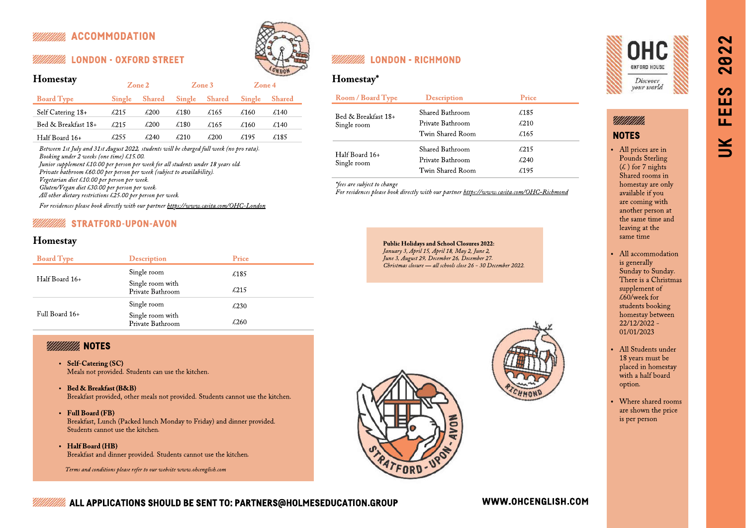# UK FEES 2022

## ACCOMMODATION

### LONDON - OXFORD STREET

#### Homestay

| Board Type | Zone 2 Single | Zone 2 Shared | Zone 3 Single | Zone 3 Shared | Zone 4 Single | Zone 4 Shared |
|---|---|---|---|---|---|---|
| Self Catering 18+ | £215 | £200 | £180 | £165 | £160 | £140 |
| Bed & Breakfast 18+ | £215 | £200 | £180 | £165 | £160 | £140 |
| Half Board 16+ | £255 | £240 | £210 | £200 | £195 | £185 |

*Between 1st July and 31st August 2022, students will be charged full week (no pro rata).*
*Booking under 2 weeks (one time) £15.00.*
*Junior supplement £10.00 per person per week for all students under 18 years old.*
*Private bathroom £60.00 per person per week (subject to availability).*
*Vegetarian diet £10.00 per person per week.*
*Gluten/Vegan diet £30.00 per person per week.*
*All other dietary restrictions £25.00 per person per week.*

*For residences please book directly with our partner https://www.casita.com/OHC-London*

### STRATFORD-UPON-AVON

#### Homestay

| Board Type | Description | Price |
|---|---|---|
| Half Board 16+ | Single room | £185 |
| | Single room with Private Bathroom | £215 |
| Full Board 16+ | Single room | £230 |
| | Single room with Private Bathroom | £260 |

### NOTES

- **Self-Catering (SC)**
  Meals not provided. Students can use the kitchen.
- **Bed & Breakfast (B&B)**
  Breakfast provided, other meals not provided. Students cannot use the kitchen.
- **Full Board (FB)**
  Breakfast, Lunch (Packed lunch Monday to Friday) and dinner provided. Students cannot use the kitchen.
- **Half Board (HB)**
  Breakfast and dinner provided. Students cannot use the kitchen.

*Terms and conditions please refer to our website www.ohcenglish.com*

### LONDON - RICHMOND

#### Homestay*

| Room / Board Type | Description | Price |
|---|---|---|
| Bed & Breakfast 18+ Single room | Shared Bathroom | £185 |
| | Private Bathroom | £210 |
| | Twin Shared Room | £165 |
| Half Board 16+ Single room | Shared Bathroom | £215 |
| | Private Bathroom | £240 |
| | Twin Shared Room | £195 |

*\*fees are subject to change*
*For residences please book directly with our partner https://www.casita.com/OHC-Richmond*

**Public Holidays and School Closures 2022:**
*January 3, April 15, April 18, May 2, June 2, June 3, August 29, December 26, December 27. Christmas closure — all schools close 26 - 30 December 2022.*

OHC OXFORD HOUSE — *Discover your world*

### NOTES

- All prices are in Pounds Sterling (£) for 7 nights. Shared rooms in homestay are only available if you are coming with another person at the same time and leaving at the same time
- All accommodation is generally Sunday to Sunday. There is a Christmas supplement of £60/week for students booking homestay between 22/12/2022 - 01/01/2023
- All Students under 18 years must be placed in homestay with a half board option.
- Where shared rooms are shown the price is per person

**ALL APPLICATIONS SHOULD BE SENT TO: PARTNERS@HOLMESEDUCATION.GROUP**

**WWW.OHCENGLISH.COM**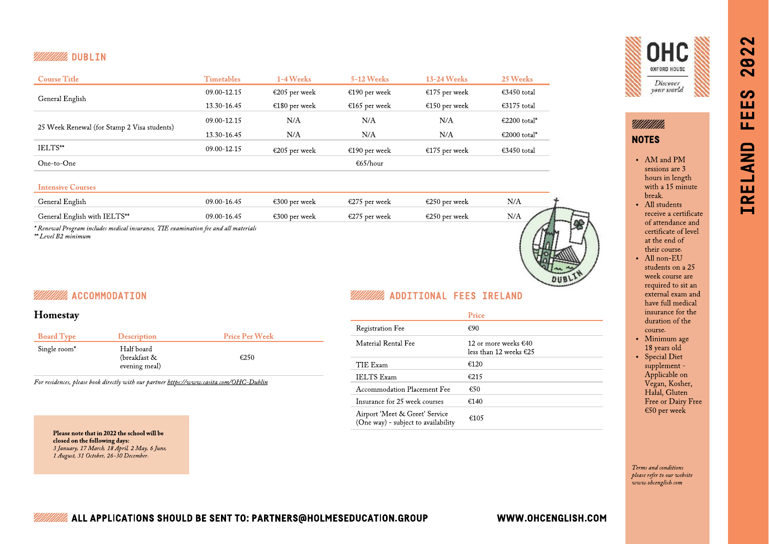# IRELAND FEES 2022

## DUBLIN

| Course Title | Timetables | 1-4 Weeks | 5-12 Weeks | 13-24 Weeks | 25 Weeks |
|---|---|---|---|---|---|
| General English | 09.00-12.15 | €205 per week | €190 per week | €175 per week | €3450 total |
| | 13.30-16.45 | €180 per week | €165 per week | €150 per week | €3175 total |
| 25 Week Renewal (for Stamp 2 Visa students) | 09.00-12.15 | N/A | N/A | N/A | €2200 total* |
| | 13.30-16.45 | N/A | N/A | N/A | €2000 total* |
| IELTS** | 09.00-12.15 | €205 per week | €190 per week | €175 per week | €3450 total |
| One-to-One | | | €65/hour | | |

| Intensive Courses | | | | | |
|---|---|---|---|---|---|
| General English | 09.00-16.45 | €300 per week | €275 per week | €250 per week | N/A |
| General English with IELTS** | 09.00-16.45 | €300 per week | €275 per week | €250 per week | N/A |

*\* Renewal Program includes medical insurance, TIE examination fee and all materials*
*\*\* Level B2 minimum*

## ACCOMMODATION

### Homestay

| Board Type | Description | Price Per Week |
|---|---|---|
| Single room* | Half board (breakfast & evening meal) | €250 |

*For residences, please book directly with our partner https://www.casita.com/OHC-Dublin*

**Please note that in 2022 the school will be closed on the following days:**
*3 January, 17 March, 18 April, 2 May, 6 June, 1 August, 31 October, 26-30 December.*

## ADDITIONAL FEES IRELAND

| | Price |
|---|---|
| Registration Fee | €90 |
| Material Rental Fee | 12 or more weeks €40<br>less than 12 weeks €25 |
| TIE Exam | €120 |
| IELTS Exam | €215 |
| Accommodation Placement Fee | €50 |
| Insurance for 25 week courses | €140 |
| Airport 'Meet & Greet' Service (One way) - subject to availability | €105 |

## NOTES

- AM and PM sessions are 3 hours in length with a 15 minute break.
- All students receive a certificate of attendance and certificate of level at the end of their course.
- All non-EU students on a 25 week course are required to sit an external exam and have full medical insurance for the duration of the course.
- Minimum age 18 years old
- Special Diet supplement - Applicable on Vegan, Kosher, Halal, Gluten Free or Dairy Free €50 per week

*Terms and conditions please refer to our website www.ohcenglish.com*

**ALL APPLICATIONS SHOULD BE SENT TO: PARTNERS@HOLMESEDUCATION.GROUP**

**WWW.OHCENGLISH.COM**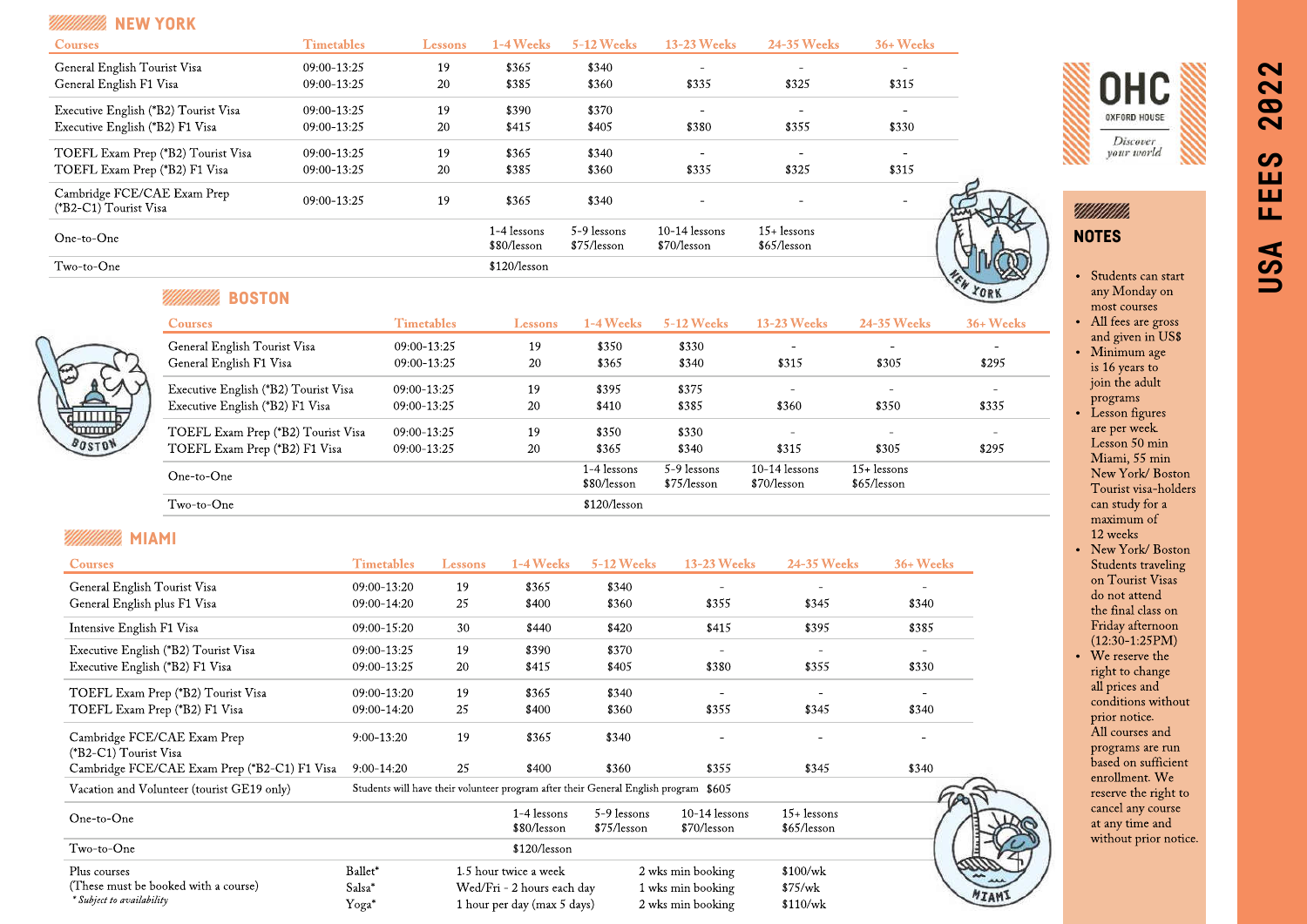# USA FEES 2022

OHC OXFORD HOUSE — Discover your world

## NEW YORK

| Courses | Timetables | Lessons | 1-4 Weeks | 5-12 Weeks | 13-23 Weeks | 24-35 Weeks | 36+ Weeks |
|---|---|---|---|---|---|---|---|
| General English Tourist Visa | 09:00-13:25 | 19 | $365 | $340 | - | - | - |
| General English F1 Visa | 09:00-13:25 | 20 | $385 | $360 | $335 | $325 | $315 |
| Executive English (*B2) Tourist Visa | 09:00-13:25 | 19 | $390 | $370 | - | - | - |
| Executive English (*B2) F1 Visa | 09:00-13:25 | 20 | $415 | $405 | $380 | $355 | $330 |
| TOEFL Exam Prep (*B2) Tourist Visa | 09:00-13:25 | 19 | $365 | $340 | - | - | - |
| TOEFL Exam Prep (*B2) F1 Visa | 09:00-13:25 | 20 | $385 | $360 | $335 | $325 | $315 |
| Cambridge FCE/CAE Exam Prep (*B2-C1) Tourist Visa | 09:00-13:25 | 19 | $365 | $340 | - | - | - |
| One-to-One | | | 1-4 lessons $80/lesson | 5-9 lessons $75/lesson | 10-14 lessons $70/lesson | 15+ lessons $65/lesson | |
| Two-to-One | | | $120/lesson | | | | |

## BOSTON

| Courses | Timetables | Lessons | 1-4 Weeks | 5-12 Weeks | 13-23 Weeks | 24-35 Weeks | 36+ Weeks |
|---|---|---|---|---|---|---|---|
| General English Tourist Visa | 09:00-13:25 | 19 | $350 | $330 | - | - | - |
| General English F1 Visa | 09:00-13:25 | 20 | $365 | $340 | $315 | $305 | $295 |
| Executive English (*B2) Tourist Visa | 09:00-13:25 | 19 | $395 | $375 | - | - | - |
| Executive English (*B2) F1 Visa | 09:00-13:25 | 20 | $410 | $385 | $360 | $350 | $335 |
| TOEFL Exam Prep (*B2) Tourist Visa | 09:00-13:25 | 19 | $350 | $330 | - | - | - |
| TOEFL Exam Prep (*B2) F1 Visa | 09:00-13:25 | 20 | $365 | $340 | $315 | $305 | $295 |
| One-to-One | | | 1-4 lessons $80/lesson | 5-9 lessons $75/lesson | 10-14 lessons $70/lesson | 15+ lessons $65/lesson | |
| Two-to-One | | | $120/lesson | | | | |

## MIAMI

| Courses | Timetables | Lessons | 1-4 Weeks | 5-12 Weeks | 13-23 Weeks | 24-35 Weeks | 36+ Weeks |
|---|---|---|---|---|---|---|---|
| General English Tourist Visa | 09:00-13:20 | 19 | $365 | $340 | - | - | - |
| General English plus F1 Visa | 09:00-14:20 | 25 | $400 | $360 | $355 | $345 | $340 |
| Intensive English F1 Visa | 09:00-15:20 | 30 | $440 | $420 | $415 | $395 | $385 |
| Executive English (*B2) Tourist Visa | 09:00-13:25 | 19 | $390 | $370 | - | - | - |
| Executive English (*B2) F1 Visa | 09:00-13:25 | 20 | $415 | $405 | $380 | $355 | $330 |
| TOEFL Exam Prep (*B2) Tourist Visa | 09:00-13:20 | 19 | $365 | $340 | - | - | - |
| TOEFL Exam Prep (*B2) F1 Visa | 09:00-14:20 | 25 | $400 | $360 | $355 | $345 | $340 |
| Cambridge FCE/CAE Exam Prep (*B2-C1) Tourist Visa | 9:00-13:20 | 19 | $365 | $340 | - | - | - |
| Cambridge FCE/CAE Exam Prep (*B2-C1) F1 Visa | 9:00-14:20 | 25 | $400 | $360 | $355 | $345 | $340 |
| Vacation and Volunteer (tourist GE19 only) | Students will have their volunteer program after their General English program $605 | | | | | | |
| One-to-One | | | 1-4 lessons $80/lesson | 5-9 lessons $75/lesson | 10-14 lessons $70/lesson | 15+ lessons $65/lesson | |
| Two-to-One | | | $120/lesson | | | | |

| Plus courses (These must be booked with a course) | | | |
|---|---|---|---|
| Ballet* | 1.5 hour twice a week | 2 wks min booking | $100/wk |
| Salsa* | Wed/Fri - 2 hours each day | 1 wks min booking | $75/wk |
| Yoga* | 1 hour per day (max 5 days) | 2 wks min booking | $110/wk |

*\* Subject to availability*

## NOTES

- Students can start any Monday on most courses
- All fees are gross and given in US$
- Minimum age is 16 years to join the adult programs
- Lesson figures are per week. Lesson 50 min Miami, 55 min New York/ Boston Tourist visa-holders can study for a maximum of 12 weeks
- New York/ Boston Students traveling on Tourist Visas do not attend the final class on Friday afternoon (12:30-1:25PM)
- We reserve the right to change all prices and conditions without prior notice. All courses and programs are run based on sufficient enrollment. We reserve the right to cancel any course at any time and without prior notice.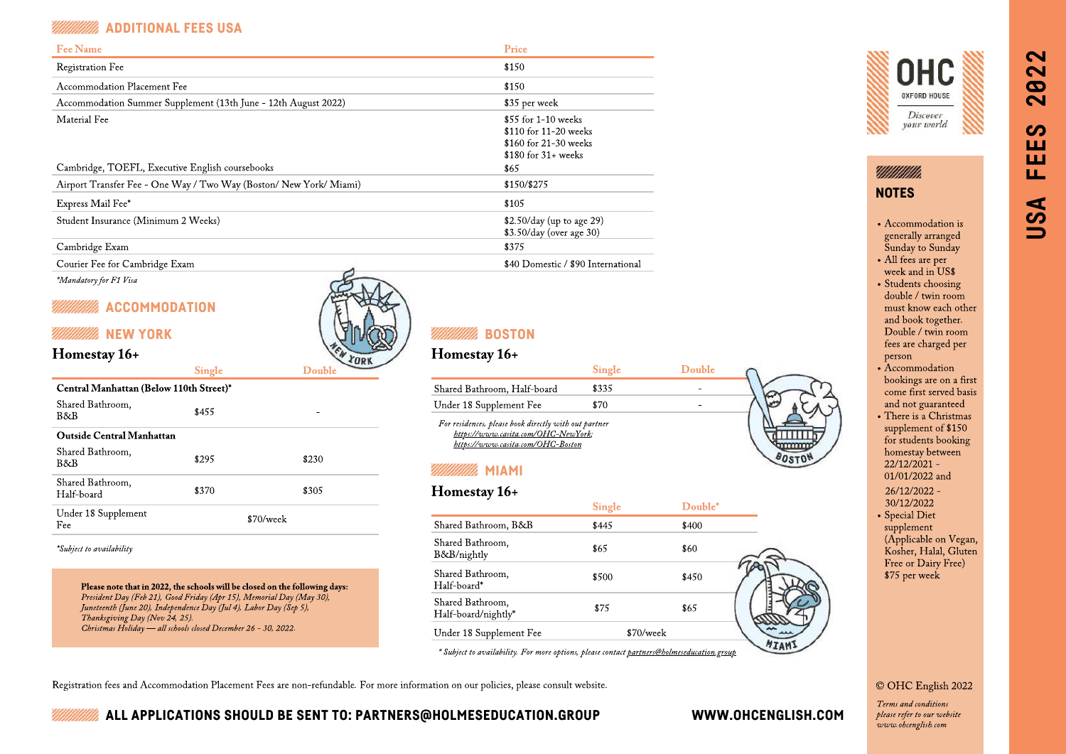# USA FEES 2022

## ADDITIONAL FEES USA

| Fee Name | Price |
|---|---|
| Registration Fee | $150 |
| Accommodation Placement Fee | $150 |
| Accommodation Summer Supplement (13th June - 12th August 2022) | $35 per week |
| Material Fee | $55 for 1-10 weeks<br>$110 for 11-20 weeks<br>$160 for 21-30 weeks<br>$180 for 31+ weeks |
| Cambridge, TOEFL, Executive English coursebooks | $65 |
| Airport Transfer Fee - One Way / Two Way (Boston/ New York/ Miami) | $150/$275 |
| Express Mail Fee* | $105 |
| Student Insurance (Minimum 2 Weeks) | $2.50/day (up to age 29)<br>$3.50/day (over age 30) |
| Cambridge Exam | $375 |
| Courier Fee for Cambridge Exam | $40 Domestic / $90 International |

*\*Mandatory for F1 Visa*

## ACCOMMODATION

### NEW YORK

**Homestay 16+**

| | Single | Double |
|---|---|---|
| **Central Manhattan (Below 110th Street)*** | | |
| Shared Bathroom, B&B | $455 | - |
| **Outside Central Manhattan** | | |
| Shared Bathroom, B&B | $295 | $230 |
| Shared Bathroom, Half-board | $370 | $305 |
| Under 18 Supplement Fee | $70/week | |

*\*Subject to availability*

**Please note that in 2022, the schools will be closed on the following days:**
*President Day (Feb 21), Good Friday (Apr 15), Memorial Day (May 30), Juneteenth (June 20), Independence Day (Jul 4), Labor Day (Sep 5), Thanksgiving Day (Nov 24, 25).*
*Christmas Holiday — all schools closed December 26 - 30, 2022.*

### BOSTON

**Homestay 16+**

| | Single | Double |
|---|---|---|
| Shared Bathroom, Half-board | $335 | - |
| Under 18 Supplement Fee | $70 | - |

*For residences, please book directly with out partner https://www.casita.com/OHC-NewYork; https://www.casita.com/OHC-Boston*

### MIAMI

**Homestay 16+**

| | Single | Double* |
|---|---|---|
| Shared Bathroom, B&B | $445 | $400 |
| Shared Bathroom, B&B/nightly | $65 | $60 |
| Shared Bathroom, Half-board* | $500 | $450 |
| Shared Bathroom, Half-board/nightly* | $75 | $65 |
| Under 18 Supplement Fee | $70/week | |

*\* Subject to availability. For more options, please contact partners@holmeseducation.group*

Registration fees and Accommodation Placement Fees are non-refundable. For more information on our policies, please consult website.

## NOTES

- Accommodation is generally arranged Sunday to Sunday
- All fees are per week and in US$
- Students choosing double / twin room must know each other and book together. Double / twin room fees are charged per person
- Accommodation bookings are on a first come first served basis and not guaranteed
- There is a Christmas supplement of $150 for students booking homestay between 22/12/2021 - 01/01/2022 and 26/12/2022 - 30/12/2022
- Special Diet supplement (Applicable on Vegan, Kosher, Halal, Gluten Free or Dairy Free) $75 per week

**ALL APPLICATIONS SHOULD BE SENT TO: PARTNERS@HOLMESEDUCATION.GROUP**

**WWW.OHCENGLISH.COM**

© OHC English 2022

*Terms and conditions please refer to our website www.ohcenglish.com*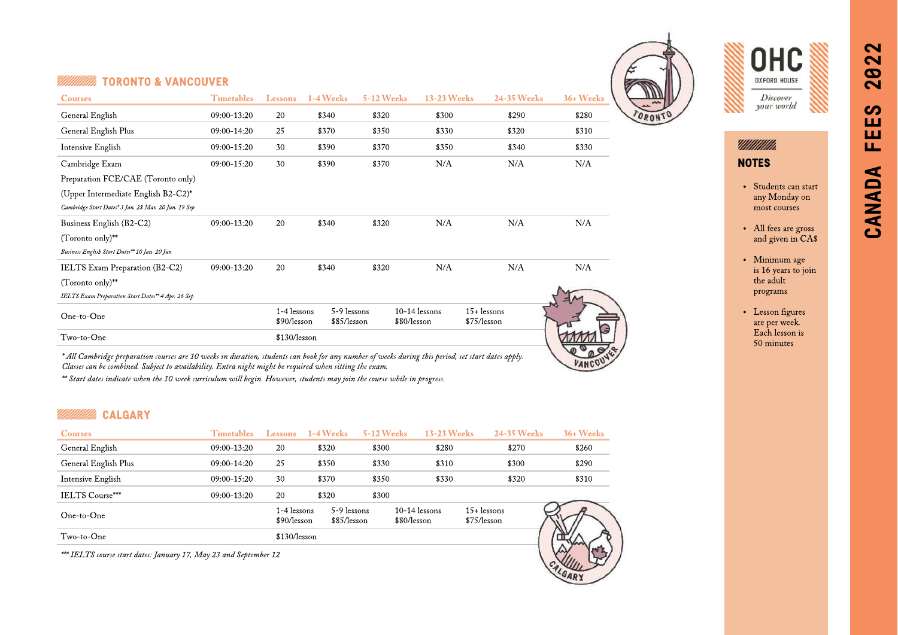# CANADA FEES 2022

## TORONTO & VANCOUVER

| Courses | Timetables | Lessons | 1-4 Weeks | 5-12 Weeks | 13-23 Weeks | 24-35 Weeks | 36+ Weeks |
|---|---|---|---|---|---|---|---|
| General English | 09:00-13:20 | 20 | $340 | $320 | $300 | $290 | $280 |
| General English Plus | 09:00-14:20 | 25 | $370 | $350 | $330 | $320 | $310 |
| Intensive English | 09:00-15:20 | 30 | $390 | $370 | $350 | $340 | $330 |
| Cambridge Exam Preparation FCE/CAE (Toronto only) (Upper Intermediate English B2-C2)* *Cambridge Start Dates* 3 Jan. 28 Mar. 20 Jun. 19 Sep* | 09:00-15:20 | 30 | $390 | $370 | N/A | N/A | N/A |
| Business English (B2-C2) (Toronto only)** *Business English Start Dates** 10 Jan. 20 Jun* | 09:00-13:20 | 20 | $340 | $320 | N/A | N/A | N/A |
| IELTS Exam Preparation (B2-C2) (Toronto only)** *IELTS Exam Preparation Start Dates** 4 Apr. 26 Sep* | 09:00-13:20 | 20 | $340 | $320 | N/A | N/A | N/A |
| One-to-One | | 1-4 lessons $90/lesson | 5-9 lessons $85/lesson | 10-14 lessons $80/lesson | 15+ lessons $75/lesson | | |
| Two-to-One | | $130/lesson | | | | | |

*\* All Cambridge preparation courses are 10 weeks in duration, students can book for any number of weeks during this period, set start dates apply. Classes can be combined. Subject to availability. Extra night might be required when sitting the exam.*

*\*\* Start dates indicate when the 10 week curriculum will begin. However, students may join the course while in progress.*

## CALGARY

| Courses | Timetables | Lessons | 1-4 Weeks | 5-12 Weeks | 13-23 Weeks | 24-35 Weeks | 36+ Weeks |
|---|---|---|---|---|---|---|---|
| General English | 09:00-13:20 | 20 | $320 | $300 | $280 | $270 | $260 |
| General English Plus | 09:00-14:20 | 25 | $350 | $330 | $310 | $300 | $290 |
| Intensive English | 09:00-15:20 | 30 | $370 | $350 | $330 | $320 | $310 |
| IELTS Course*** | 09:00-13:20 | 20 | $320 | $300 | | | |
| One-to-One | | 1-4 lessons $90/lesson | 5-9 lessons $85/lesson | 10-14 lessons $80/lesson | 15+ lessons $75/lesson | | |
| Two-to-One | | $130/lesson | | | | | |

*\*\*\* IELTS course start dates: January 17, May 23 and September 12*

OHC OXFORD HOUSE *Discover your world*

### NOTES

- Students can start any Monday on most courses
- All fees are gross and given in CA$
- Minimum age is 16 years to join the adult programs
- Lesson figures are per week. Each lesson is 50 minutes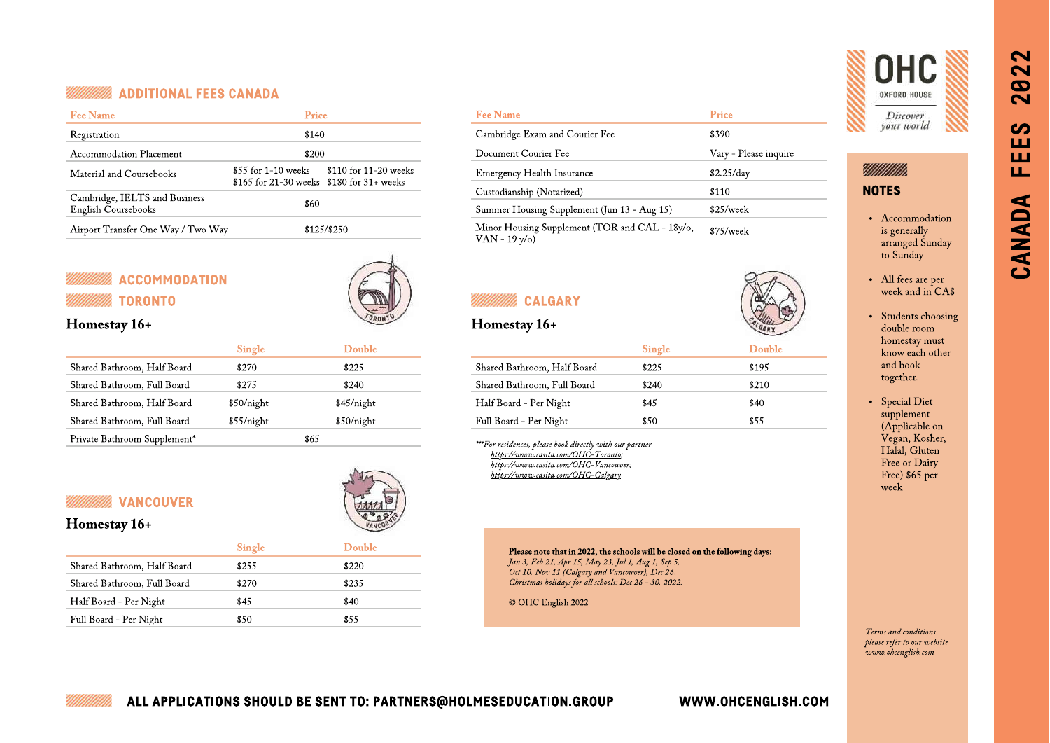# CANADA FEES 2022

OHC OXFORD HOUSE — *Discover your world*

## ADDITIONAL FEES CANADA

| Fee Name | Price | |
|---|---|---|
| Registration | $140 | |
| Accommodation Placement | $200 | |
| Material and Coursebooks | $55 for 1-10 weeks<br>$165 for 21-30 weeks | $110 for 11-20 weeks<br>$180 for 31+ weeks |
| Cambridge, IELTS and Business English Coursebooks | $60 | |
| Airport Transfer One Way / Two Way | $125/$250 | |

| Fee Name | Price |
|---|---|
| Cambridge Exam and Courier Fee | $390 |
| Document Courier Fee | Vary - Please inquire |
| Emergency Health Insurance | $2.25/day |
| Custodianship (Notarized) | $110 |
| Summer Housing Supplement (Jun 13 - Aug 15) | $25/week |
| Minor Housing Supplement (TOR and CAL - 18y/o, VAN - 19 y/o) | $75/week |

## ACCOMMODATION

## TORONTO

### Homestay 16+

| | Single | Double |
|---|---|---|
| Shared Bathroom, Half Board | $270 | $225 |
| Shared Bathroom, Full Board | $275 | $240 |
| Shared Bathroom, Half Board | $50/night | $45/night |
| Shared Bathroom, Full Board | $55/night | $50/night |
| Private Bathroom Supplement* | $65 | |

## VANCOUVER

### Homestay 16+

| | Single | Double |
|---|---|---|
| Shared Bathroom, Half Board | $255 | $220 |
| Shared Bathroom, Full Board | $270 | $235 |
| Half Board - Per Night | $45 | $40 |
| Full Board - Per Night | $50 | $55 |

## CALGARY

### Homestay 16+

| | Single | Double |
|---|---|---|
| Shared Bathroom, Half Board | $225 | $195 |
| Shared Bathroom, Full Board | $240 | $210 |
| Half Board - Per Night | $45 | $40 |
| Full Board - Per Night | $50 | $55 |

****For residences, please book directly with our partner*
*https://www.casita.com/OHC-Toronto;*
*https://www.casita.com/OHC-Vancouver;*
*https://www.casita.com/OHC-Calgary*

**Please note that in 2022, the schools will be closed on the following days:**
*Jan 3, Feb 21, Apr 15, May 23, Jul 1, Aug 1, Sep 5, Oct 10, Nov 11 (Calgary and Vancouver), Dec 26.*
*Christmas holidays for all schools: Dec 26 - 30, 2022.*

© OHC English 2022

## NOTES

- Accommodation is generally arranged Sunday to Sunday
- All fees are per week and in CA$
- Students choosing double room homestay must know each other and book together.
- Special Diet supplement (Applicable on Vegan, Kosher, Halal, Gluten Free or Dairy Free) $65 per week

*Terms and conditions please refer to our website www.ohcenglish.com*

**ALL APPLICATIONS SHOULD BE SENT TO: PARTNERS@HOLMESEDUCATION.GROUP**

**WWW.OHCENGLISH.COM**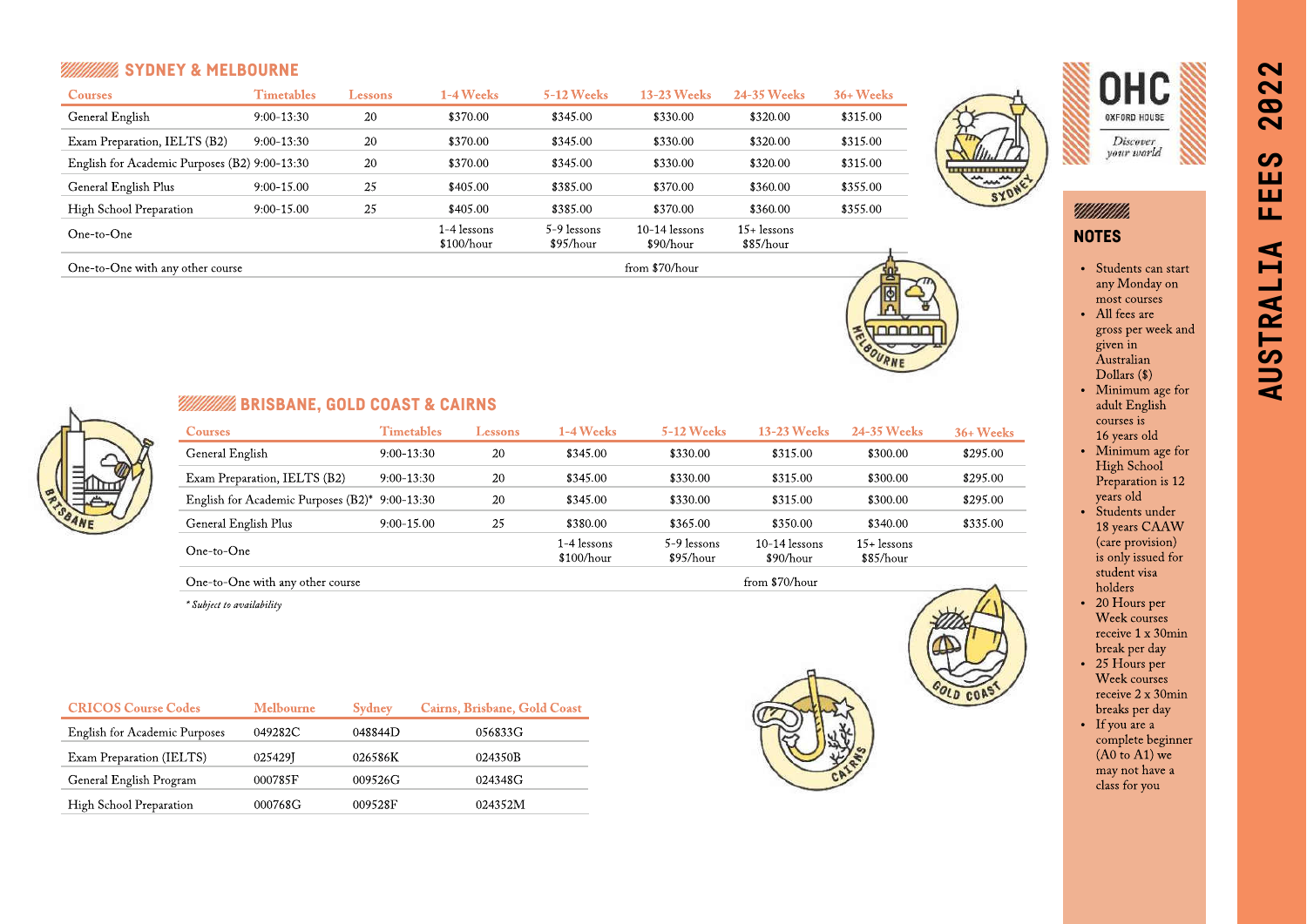# AUSTRALIA FEES 2022

## SYDNEY & MELBOURNE

| Courses | Timetables | Lessons | 1-4 Weeks | 5-12 Weeks | 13-23 Weeks | 24-35 Weeks | 36+ Weeks |
|---|---|---|---|---|---|---|---|
| General English | 9:00-13:30 | 20 | $370.00 | $345.00 | $330.00 | $320.00 | $315.00 |
| Exam Preparation, IELTS (B2) | 9:00-13:30 | 20 | $370.00 | $345.00 | $330.00 | $320.00 | $315.00 |
| English for Academic Purposes (B2) | 9:00-13:30 | 20 | $370.00 | $345.00 | $330.00 | $320.00 | $315.00 |
| General English Plus | 9:00-15.00 | 25 | $405.00 | $385.00 | $370.00 | $360.00 | $355.00 |
| High School Preparation | 9:00-15.00 | 25 | $405.00 | $385.00 | $370.00 | $360.00 | $355.00 |
| One-to-One | | | 1-4 lessons $100/hour | 5-9 lessons $95/hour | 10-14 lessons $90/hour | 15+ lessons $85/hour | |
| One-to-One with any other course | | | | | from $70/hour | | |

## BRISBANE, GOLD COAST & CAIRNS

| Courses | Timetables | Lessons | 1-4 Weeks | 5-12 Weeks | 13-23 Weeks | 24-35 Weeks | 36+ Weeks |
|---|---|---|---|---|---|---|---|
| General English | 9:00-13:30 | 20 | $345.00 | $330.00 | $315.00 | $300.00 | $295.00 |
| Exam Preparation, IELTS (B2) | 9:00-13:30 | 20 | $345.00 | $330.00 | $315.00 | $300.00 | $295.00 |
| English for Academic Purposes (B2)* | 9:00-13:30 | 20 | $345.00 | $330.00 | $315.00 | $300.00 | $295.00 |
| General English Plus | 9:00-15.00 | 25 | $380.00 | $365.00 | $350.00 | $340.00 | $335.00 |
| One-to-One | | | 1-4 lessons $100/hour | 5-9 lessons $95/hour | 10-14 lessons $90/hour | 15+ lessons $85/hour | |
| One-to-One with any other course | | | | | from $70/hour | | |

*\* Subject to availability*

| CRICOS Course Codes | Melbourne | Sydney | Cairns, Brisbane, Gold Coast |
|---|---|---|---|
| English for Academic Purposes | 049282C | 048844D | 056833G |
| Exam Preparation (IELTS) | 025429J | 026586K | 024350B |
| General English Program | 000785F | 009526G | 024348G |
| High School Preparation | 000768G | 009528F | 024352M |

OHC
OXFORD HOUSE
*Discover your world*

## NOTES

- Students can start any Monday on most courses
- All fees are gross per week and given in Australian Dollars ($)
- Minimum age for adult English courses is 16 years old
- Minimum age for High School Preparation is 12 years old
- Students under 18 years CAAW (care provision) is only issued for student visa holders
- 20 Hours per Week courses receive 1 x 30min break per day
- 25 Hours per Week courses receive 2 x 30min breaks per day
- If you are a complete beginner (A0 to A1) we may not have a class for you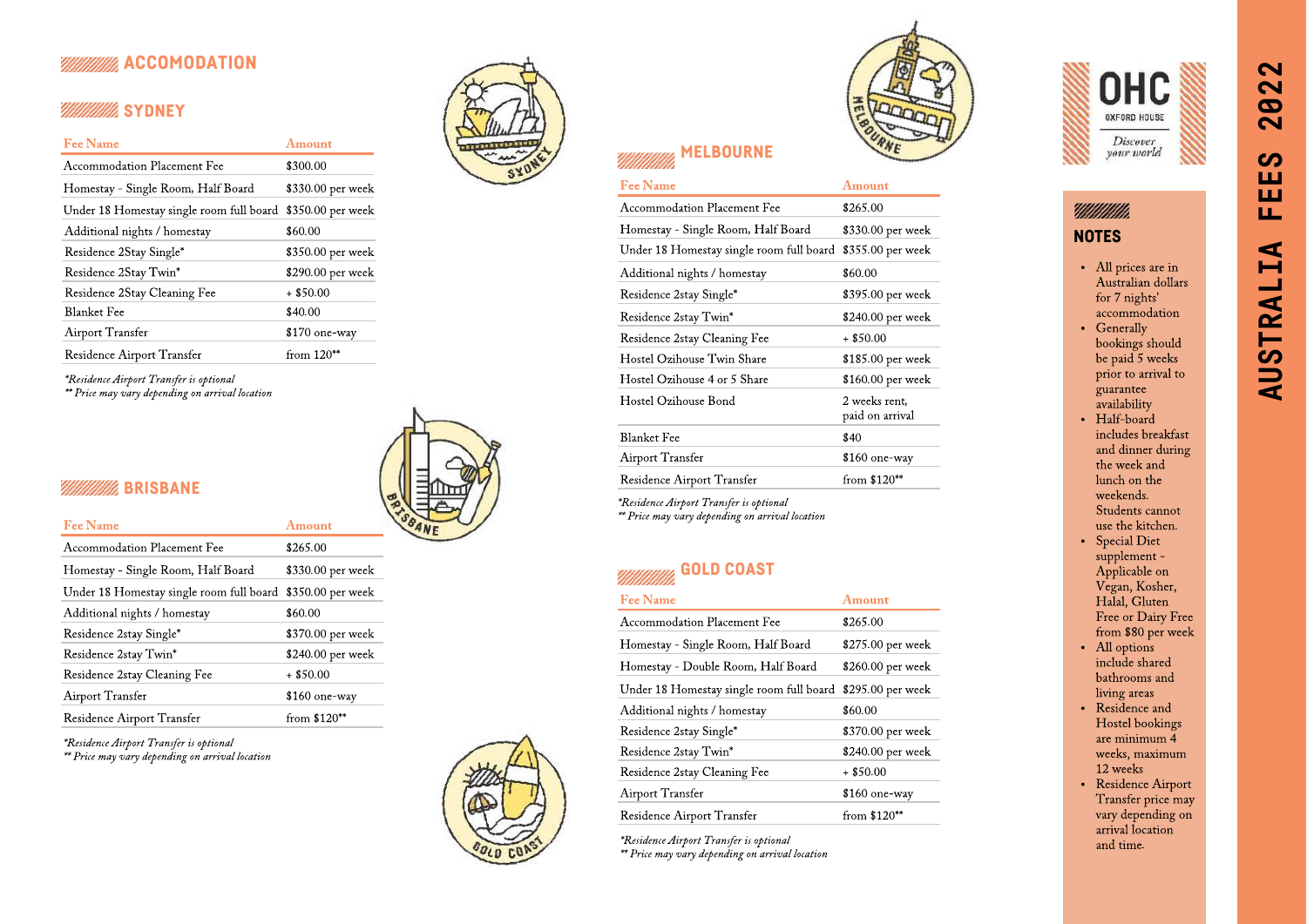# AUSTRALIA FEES 2022

## ACCOMODATION

### SYDNEY

| Fee Name | Amount |
|---|---|
| Accommodation Placement Fee | $300.00 |
| Homestay - Single Room, Half Board | $330.00 per week |
| Under 18 Homestay single room full board | $350.00 per week |
| Additional nights / homestay | $60.00 |
| Residence 2Stay Single* | $350.00 per week |
| Residence 2Stay Twin* | $290.00 per week |
| Residence 2Stay Cleaning Fee | + $50.00 |
| Blanket Fee | $40.00 |
| Airport Transfer | $170 one-way |
| Residence Airport Transfer | from 120** |

*\*Residence Airport Transfer is optional*
*\*\* Price may vary depending on arrival location*

### BRISBANE

| Fee Name | Amount |
|---|---|
| Accommodation Placement Fee | $265.00 |
| Homestay - Single Room, Half Board | $330.00 per week |
| Under 18 Homestay single room full board | $350.00 per week |
| Additional nights / homestay | $60.00 |
| Residence 2stay Single* | $370.00 per week |
| Residence 2stay Twin* | $240.00 per week |
| Residence 2stay Cleaning Fee | + $50.00 |
| Airport Transfer | $160 one-way |
| Residence Airport Transfer | from $120** |

*\*Residence Airport Transfer is optional*
*\*\* Price may vary depending on arrival location*

### MELBOURNE

| Fee Name | Amount |
|---|---|
| Accommodation Placement Fee | $265.00 |
| Homestay - Single Room, Half Board | $330.00 per week |
| Under 18 Homestay single room full board | $355.00 per week |
| Additional nights / homestay | $60.00 |
| Residence 2stay Single* | $395.00 per week |
| Residence 2stay Twin* | $240.00 per week |
| Residence 2stay Cleaning Fee | + $50.00 |
| Hostel Ozihouse Twin Share | $185.00 per week |
| Hostel Ozihouse 4 or 5 Share | $160.00 per week |
| Hostel Ozihouse Bond | 2 weeks rent, paid on arrival |
| Blanket Fee | $40 |
| Airport Transfer | $160 one-way |
| Residence Airport Transfer | from $120** |

*\*Residence Airport Transfer is optional*
*\*\* Price may vary depending on arrival location*

### GOLD COAST

| Fee Name | Amount |
|---|---|
| Accommodation Placement Fee | $265.00 |
| Homestay - Single Room, Half Board | $275.00 per week |
| Homestay - Double Room, Half Board | $260.00 per week |
| Under 18 Homestay single room full board | $295.00 per week |
| Additional nights / homestay | $60.00 |
| Residence 2stay Single* | $370.00 per week |
| Residence 2stay Twin* | $240.00 per week |
| Residence 2stay Cleaning Fee | + $50.00 |
| Airport Transfer | $160 one-way |
| Residence Airport Transfer | from $120** |

*\*Residence Airport Transfer is optional*
*\*\* Price may vary depending on arrival location*

OHC
OXFORD HOUSE
*Discover your world*

### NOTES

- All prices are in Australian dollars for 7 nights' accommodation
- Generally bookings should be paid 5 weeks prior to arrival to guarantee availability
- Half-board includes breakfast and dinner during the week and lunch on the weekends. Students cannot use the kitchen.
- Special Diet supplement - Applicable on Vegan, Kosher, Halal, Gluten Free or Dairy Free from $80 per week
- All options include shared bathrooms and living areas
- Residence and Hostel bookings are minimum 4 weeks, maximum 12 weeks
- Residence Airport Transfer price may vary depending on arrival location and time.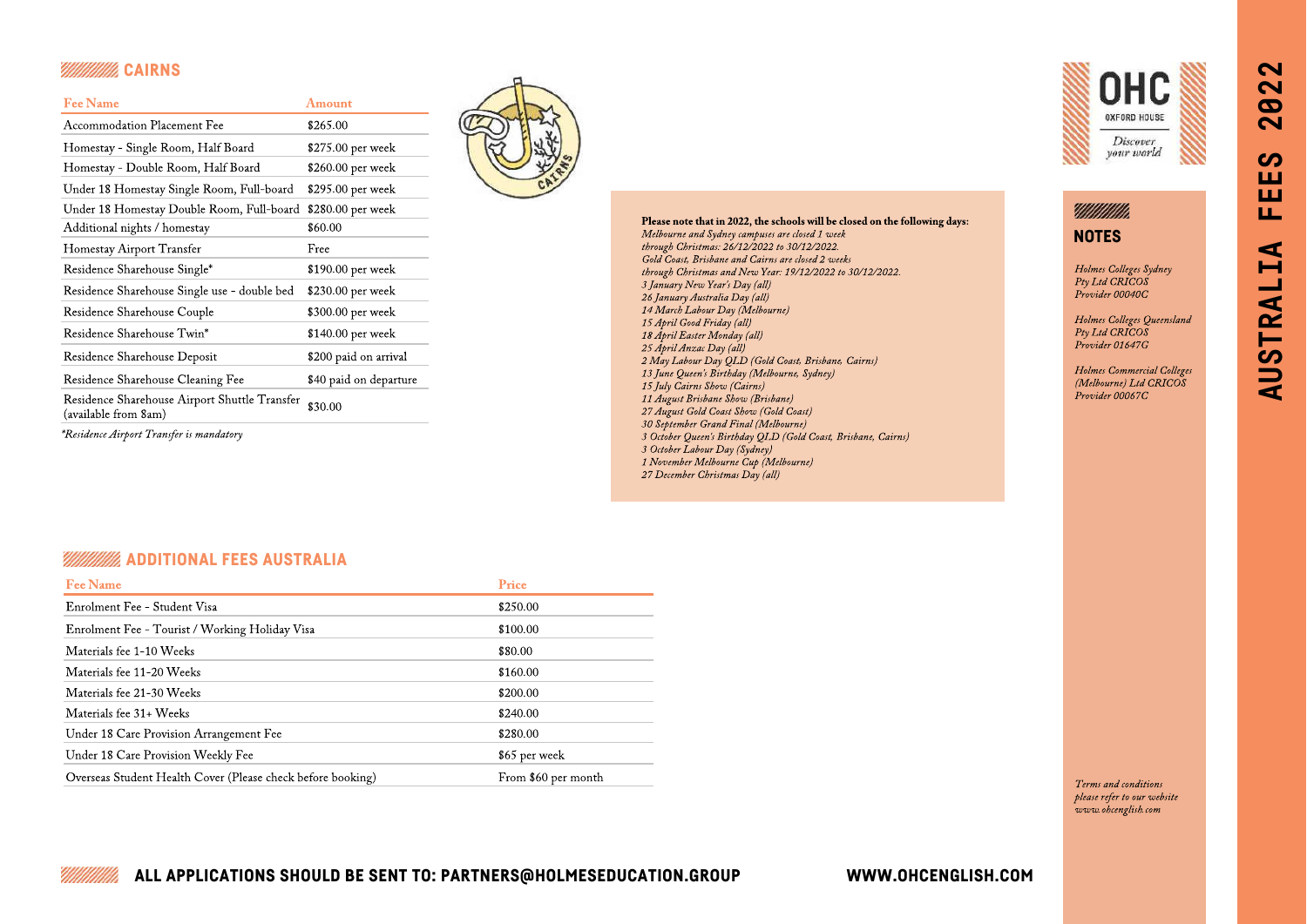## CAIRNS

| Fee Name | Amount |
|---|---|
| Accommodation Placement Fee | $265.00 |
| Homestay - Single Room, Half Board | $275.00 per week |
| Homestay - Double Room, Half Board | $260.00 per week |
| Under 18 Homestay Single Room, Full-board | $295.00 per week |
| Under 18 Homestay Double Room, Full-board | $280.00 per week |
| Additional nights / homestay | $60.00 |
| Homestay Airport Transfer | Free |
| Residence Sharehouse Single* | $190.00 per week |
| Residence Sharehouse Single use - double bed | $230.00 per week |
| Residence Sharehouse Couple | $300.00 per week |
| Residence Sharehouse Twin* | $140.00 per week |
| Residence Sharehouse Deposit | $200 paid on arrival |
| Residence Sharehouse Cleaning Fee | $40 paid on departure |
| Residence Sharehouse Airport Shuttle Transfer (available from 8am) | $30.00 |

*\*Residence Airport Transfer is mandatory*

**Please note that in 2022, the schools will be closed on the following days:**

*Melbourne and Sydney campuses are closed 1 week through Christmas: 26/12/2022 to 30/12/2022.*
*Gold Coast, Brisbane and Cairns are closed 2 weeks through Christmas and New Year: 19/12/2022 to 30/12/2022.*
*3 January New Year's Day (all)*
*26 January Australia Day (all)*
*14 March Labour Day (Melbourne)*
*15 April Good Friday (all)*
*18 April Easter Monday (all)*
*25 April Anzac Day (all)*
*2 May Labour Day QLD (Gold Coast, Brisbane, Cairns)*
*13 June Queen's Birthday (Melbourne, Sydney)*
*15 July Cairns Show (Cairns)*
*11 August Brisbane Show (Brisbane)*
*27 August Gold Coast Show (Gold Coast)*
*30 September Grand Final (Melbourne)*
*3 October Queen's Birthday QLD (Gold Coast, Brisbane, Cairns)*
*3 October Labour Day (Sydney)*
*1 November Melbourne Cup (Melbourne)*
*27 December Christmas Day (all)*

## ADDITIONAL FEES AUSTRALIA

| Fee Name | Price |
|---|---|
| Enrolment Fee - Student Visa | $250.00 |
| Enrolment Fee - Tourist / Working Holiday Visa | $100.00 |
| Materials fee 1-10 Weeks | $80.00 |
| Materials fee 11-20 Weeks | $160.00 |
| Materials fee 21-30 Weeks | $200.00 |
| Materials fee 31+ Weeks | $240.00 |
| Under 18 Care Provision Arrangement Fee | $280.00 |
| Under 18 Care Provision Weekly Fee | $65 per week |
| Overseas Student Health Cover (Please check before booking) | From $60 per month |

## NOTES

*Holmes Colleges Sydney Pty Ltd CRICOS Provider 00040C*

*Holmes Colleges Queensland Pty Ltd CRICOS Provider 01647G*

*Holmes Commercial Colleges (Melbourne) Ltd CRICOS Provider 00067C*

*Terms and conditions please refer to our website www.ohcenglish.com*

**ALL APPLICATIONS SHOULD BE SENT TO: PARTNERS@HOLMESEDUCATION.GROUP**

**WWW.OHCENGLISH.COM**